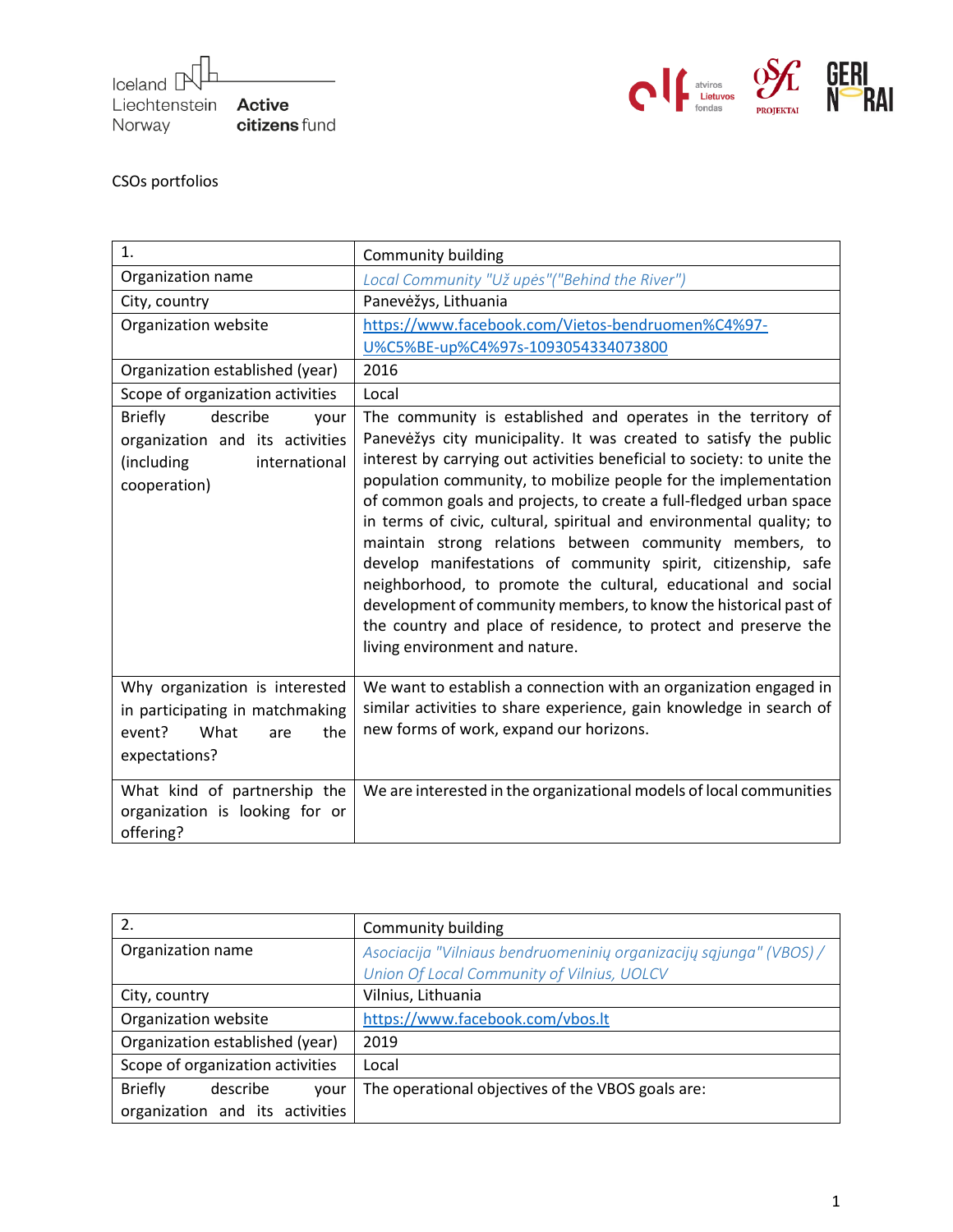Iceland Liechtenstein Norway Active citizens fund

CSOs portfolios

| 1. | Community building |
|---|---|
| Organization name | *Local Community "Už upės"("Behind the River")* |
| City, country | Panevėžys, Lithuania |
| Organization website | https://www.facebook.com/Vietos-bendruomen%C4%97-U%C5%BE-up%C4%97s-1093054334073800 |
| Organization established (year) | 2016 |
| Scope of organization activities | Local |
| Briefly describe your organization and its activities (including international cooperation) | The community is established and operates in the territory of Panevėžys city municipality. It was created to satisfy the public interest by carrying out activities beneficial to society: to unite the population community, to mobilize people for the implementation of common goals and projects, to create a full-fledged urban space in terms of civic, cultural, spiritual and environmental quality; to maintain strong relations between community members, to develop manifestations of community spirit, citizenship, safe neighborhood, to promote the cultural, educational and social development of community members, to know the historical past of the country and place of residence, to protect and preserve the living environment and nature. |
| Why organization is interested in participating in matchmaking event? What are the expectations? | We want to establish a connection with an organization engaged in similar activities to share experience, gain knowledge in search of new forms of work, expand our horizons. |
| What kind of partnership the organization is looking for or offering? | We are interested in the organizational models of local communities |

| 2. | Community building |
|---|---|
| Organization name | *Asociacija "Vilniaus bendruomeninių organizacijų sąjunga" (VBOS) / Union Of Local Community of Vilnius, UOLCV* |
| City, country | Vilnius, Lithuania |
| Organization website | https://www.facebook.com/vbos.lt |
| Organization established (year) | 2019 |
| Scope of organization activities | Local |
| Briefly describe your organization and its activities | The operational objectives of the VBOS goals are: |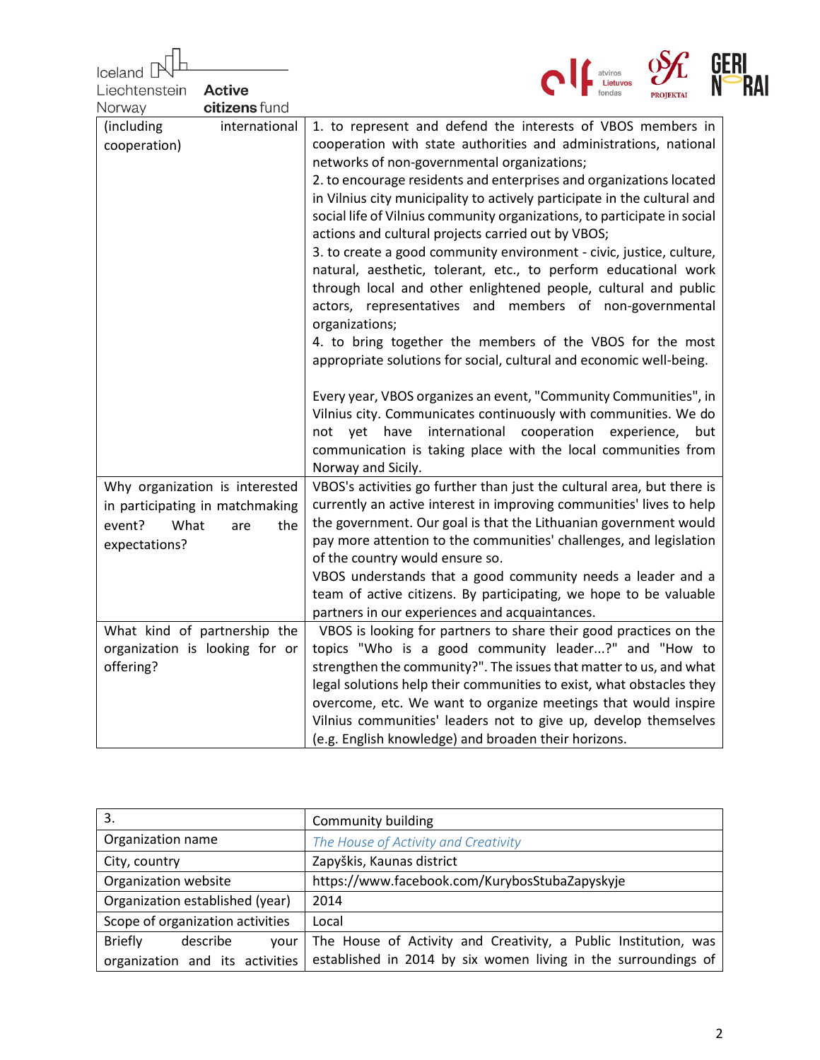| (including international cooperation) | 1. to represent and defend the interests of VBOS members in cooperation with state authorities and administrations, national networks of non-governmental organizations;<br>2. to encourage residents and enterprises and organizations located in Vilnius city municipality to actively participate in the cultural and social life of Vilnius community organizations, to participate in social actions and cultural projects carried out by VBOS;<br>3. to create a good community environment - civic, justice, culture, natural, aesthetic, tolerant, etc., to perform educational work through local and other enlightened people, cultural and public actors, representatives and members of non-governmental organizations;<br>4. to bring together the members of the VBOS for the most appropriate solutions for social, cultural and economic well-being.<br><br>Every year, VBOS organizes an event, "Community Communities", in Vilnius city. Communicates continuously with communities. We do not yet have international cooperation experience, but communication is taking place with the local communities from Norway and Sicily. |
|---|---|
| Why organization is interested in participating in matchmaking event? What are the expectations? | VBOS's activities go further than just the cultural area, but there is currently an active interest in improving communities' lives to help the government. Our goal is that the Lithuanian government would pay more attention to the communities' challenges, and legislation of the country would ensure so.<br>VBOS understands that a good community needs a leader and a team of active citizens. By participating, we hope to be valuable partners in our experiences and acquaintances. |
| What kind of partnership the organization is looking for or offering? | VBOS is looking for partners to share their good practices on the topics "Who is a good community leader...?" and "How to strengthen the community?". The issues that matter to us, and what legal solutions help their communities to exist, what obstacles they overcome, etc. We want to organize meetings that would inspire Vilnius communities' leaders not to give up, develop themselves (e.g. English knowledge) and broaden their horizons. |

| 3. | Community building |
|---|---|
| Organization name | *The House of Activity and Creativity* |
| City, country | Zapyškis, Kaunas district |
| Organization website | https://www.facebook.com/KurybosStubaZapyskyje |
| Organization established (year) | 2014 |
| Scope of organization activities | Local |
| Briefly describe your organization and its activities | The House of Activity and Creativity, a Public Institution, was established in 2014 by six women living in the surroundings of |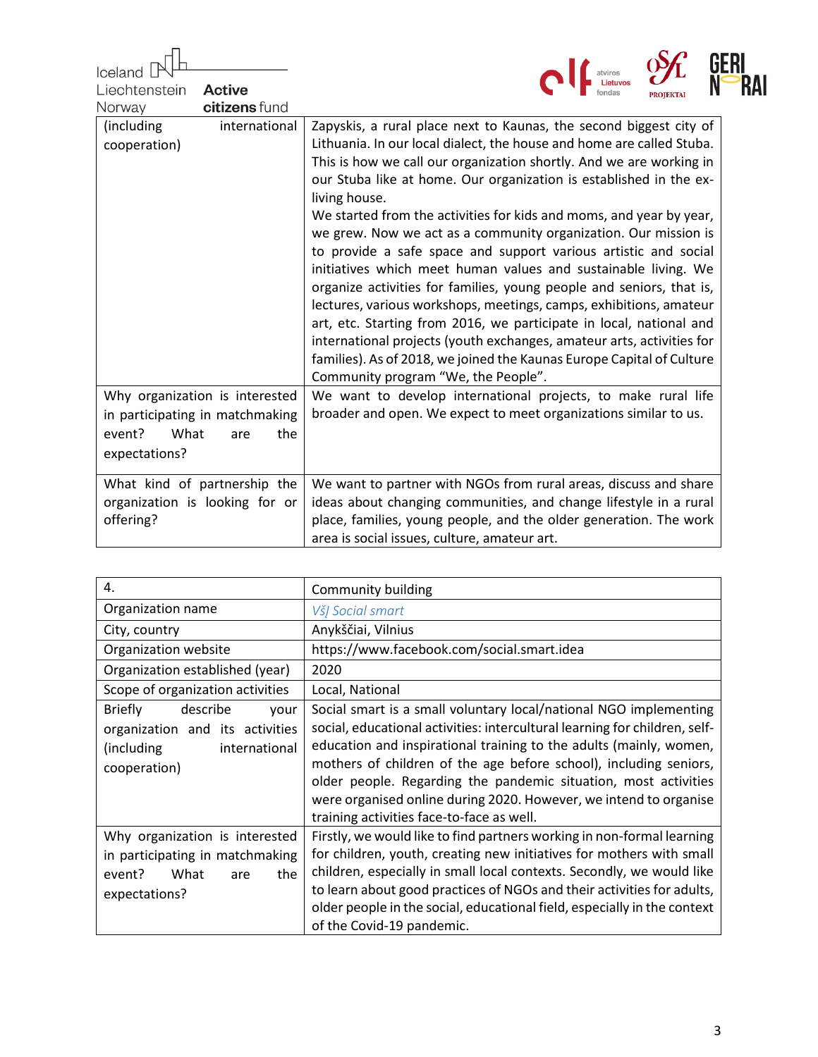| (including international cooperation) | Zapyskis, a rural place next to Kaunas, the second biggest city of Lithuania. In our local dialect, the house and home are called Stuba. This is how we call our organization shortly. And we are working in our Stuba like at home. Our organization is established in the ex-living house.<br>We started from the activities for kids and moms, and year by year, we grew. Now we act as a community organization. Our mission is to provide a safe space and support various artistic and social initiatives which meet human values and sustainable living. We organize activities for families, young people and seniors, that is, lectures, various workshops, meetings, camps, exhibitions, amateur art, etc. Starting from 2016, we participate in local, national and international projects (youth exchanges, amateur arts, activities for families). As of 2018, we joined the Kaunas Europe Capital of Culture Community program "We, the People". |
|---|---|
| Why organization is interested in participating in matchmaking event? What are the expectations? | We want to develop international projects, to make rural life broader and open. We expect to meet organizations similar to us. |
| What kind of partnership the organization is looking for or offering? | We want to partner with NGOs from rural areas, discuss and share ideas about changing communities, and change lifestyle in a rural place, families, young people, and the older generation. The work area is social issues, culture, amateur art. |

| 4. | Community building |
|---|---|
| Organization name | *VšĮ Social smart* |
| City, country | Anykščiai, Vilnius |
| Organization website | https://www.facebook.com/social.smart.idea |
| Organization established (year) | 2020 |
| Scope of organization activities | Local, National |
| Briefly describe your organization and its activities (including international cooperation) | Social smart is a small voluntary local/national NGO implementing social, educational activities: intercultural learning for children, self-education and inspirational training to the adults (mainly, women, mothers of children of the age before school), including seniors, older people. Regarding the pandemic situation, most activities were organised online during 2020. However, we intend to organise training activities face-to-face as well. |
| Why organization is interested in participating in matchmaking event? What are the expectations? | Firstly, we would like to find partners working in non-formal learning for children, youth, creating new initiatives for mothers with small children, especially in small local contexts. Secondly, we would like to learn about good practices of NGOs and their activities for adults, older people in the social, educational field, especially in the context of the Covid-19 pandemic. |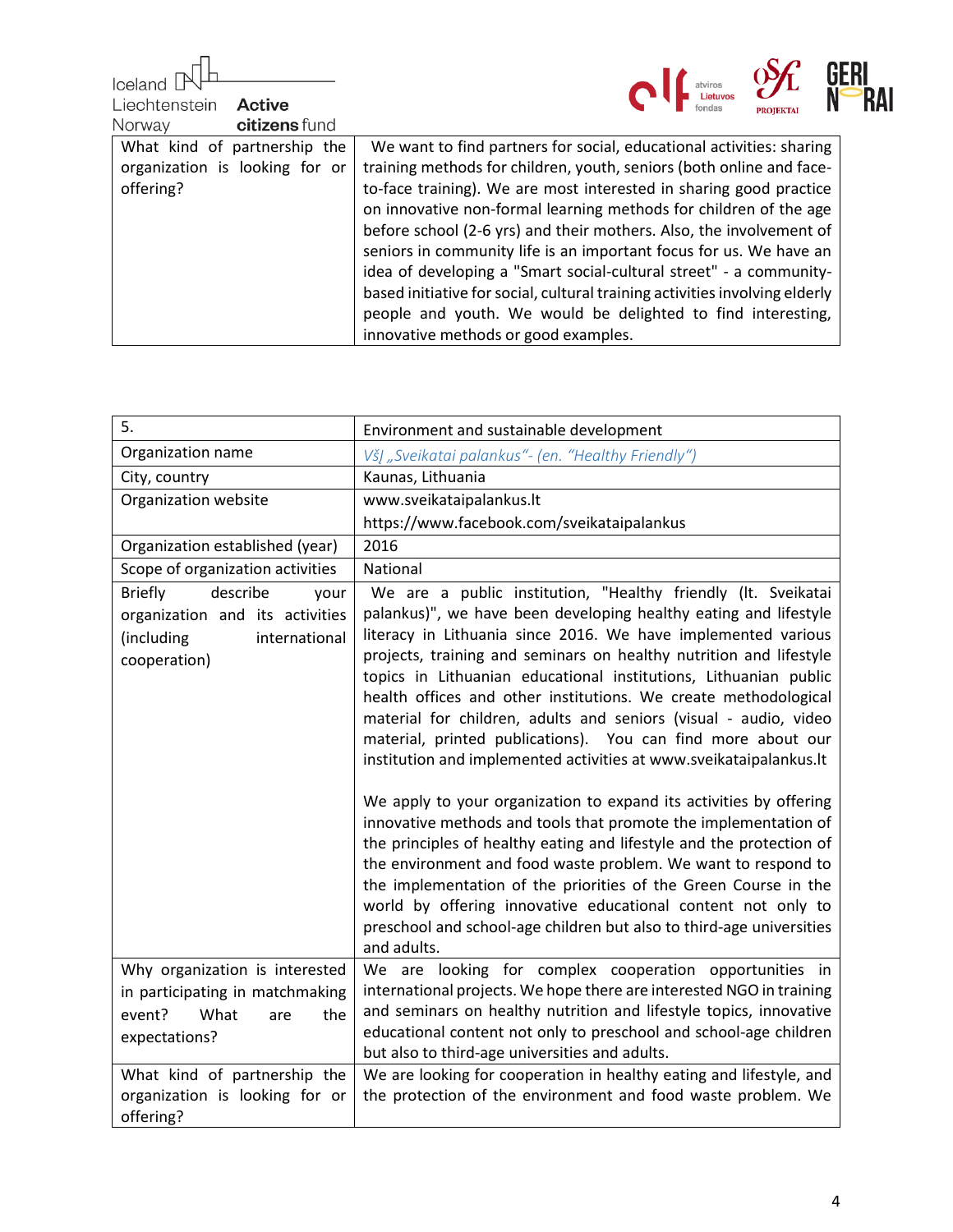| What kind of partnership the organization is looking for or offering? | We want to find partners for social, educational activities: sharing training methods for children, youth, seniors (both online and face-to-face training). We are most interested in sharing good practice on innovative non-formal learning methods for children of the age before school (2-6 yrs) and their mothers. Also, the involvement of seniors in community life is an important focus for us. We have an idea of developing a "Smart social-cultural street" - a community-based initiative for social, cultural training activities involving elderly people and youth. We would be delighted to find interesting, innovative methods or good examples. |
|---|---|

| 5. | Environment and sustainable development |
|---|---|
| Organization name | *VšĮ „Sveikatai palankus"- (en. "Healthy Friendly")* |
| City, country | Kaunas, Lithuania |
| Organization website | www.sveikataipalankus.lt<br>https://www.facebook.com/sveikataipalankus |
| Organization established (year) | 2016 |
| Scope of organization activities | National |
| Briefly describe your organization and its activities (including international cooperation) | We are a public institution, "Healthy friendly (lt. Sveikatai palankus)", we have been developing healthy eating and lifestyle literacy in Lithuania since 2016. We have implemented various projects, training and seminars on healthy nutrition and lifestyle topics in Lithuanian educational institutions, Lithuanian public health offices and other institutions. We create methodological material for children, adults and seniors (visual - audio, video material, printed publications). You can find more about our institution and implemented activities at www.sveikataipalankus.lt<br><br>We apply to your organization to expand its activities by offering innovative methods and tools that promote the implementation of the principles of healthy eating and lifestyle and the protection of the environment and food waste problem. We want to respond to the implementation of the priorities of the Green Course in the world by offering innovative educational content not only to preschool and school-age children but also to third-age universities and adults. |
| Why organization is interested in participating in matchmaking event? What are the expectations? | We are looking for complex cooperation opportunities in international projects. We hope there are interested NGO in training and seminars on healthy nutrition and lifestyle topics, innovative educational content not only to preschool and school-age children but also to third-age universities and adults. |
| What kind of partnership the organization is looking for or offering? | We are looking for cooperation in healthy eating and lifestyle, and the protection of the environment and food waste problem. We |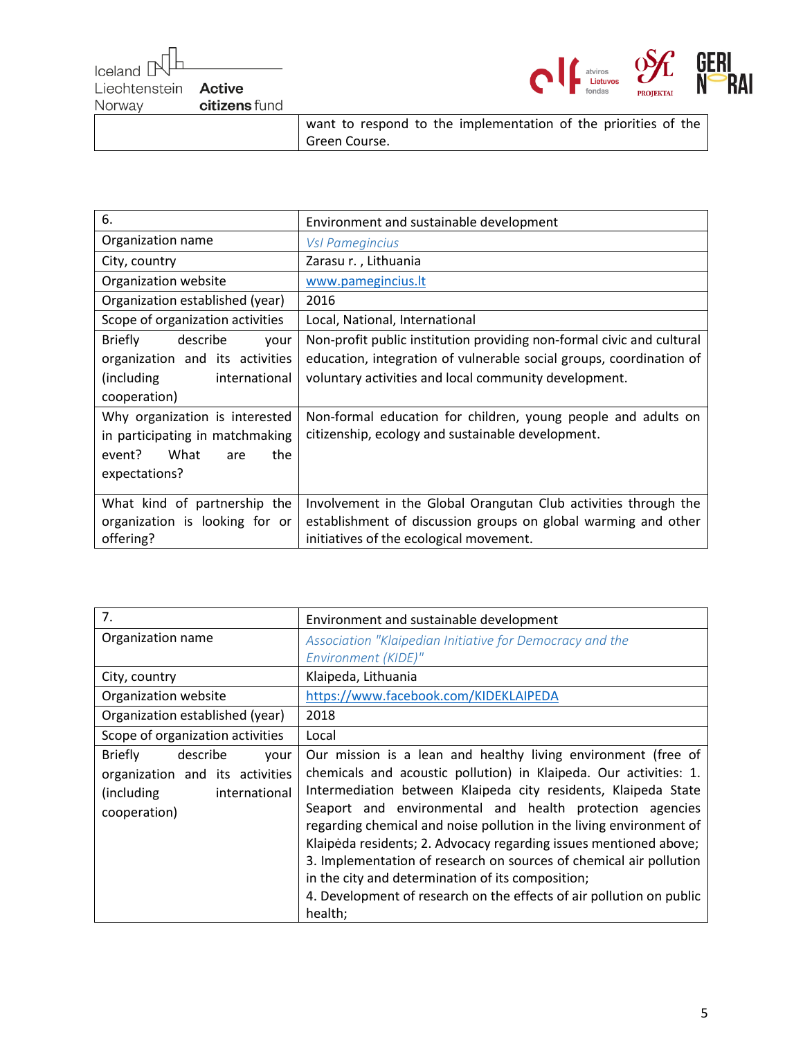|  | want to respond to the implementation of the priorities of the Green Course. |
|---|---|

| 6. | Environment and sustainable development |
|---|---|
| Organization name | *VsI Pamegincius* |
| City, country | Zarasu r. , Lithuania |
| Organization website | www.pamegincius.lt |
| Organization established (year) | 2016 |
| Scope of organization activities | Local, National, International |
| Briefly describe your organization and its activities (including international cooperation) | Non-profit public institution providing non-formal civic and cultural education, integration of vulnerable social groups, coordination of voluntary activities and local community development. |
| Why organization is interested in participating in matchmaking event? What are the expectations? | Non-formal education for children, young people and adults on citizenship, ecology and sustainable development. |
| What kind of partnership the organization is looking for or offering? | Involvement in the Global Orangutan Club activities through the establishment of discussion groups on global warming and other initiatives of the ecological movement. |

| 7. | Environment and sustainable development |
|---|---|
| Organization name | *Association "Klaipedian Initiative for Democracy and the Environment (KIDE)"* |
| City, country | Klaipeda, Lithuania |
| Organization website | https://www.facebook.com/KIDEKLAIPEDA |
| Organization established (year) | 2018 |
| Scope of organization activities | Local |
| Briefly describe your organization and its activities (including international cooperation) | Our mission is a lean and healthy living environment (free of chemicals and acoustic pollution) in Klaipeda. Our activities: 1. Intermediation between Klaipeda city residents, Klaipeda State Seaport and environmental and health protection agencies regarding chemical and noise pollution in the living environment of Klaipėda residents; 2. Advocacy regarding issues mentioned above; 3. Implementation of research on sources of chemical air pollution in the city and determination of its composition; 4. Development of research on the effects of air pollution on public health; |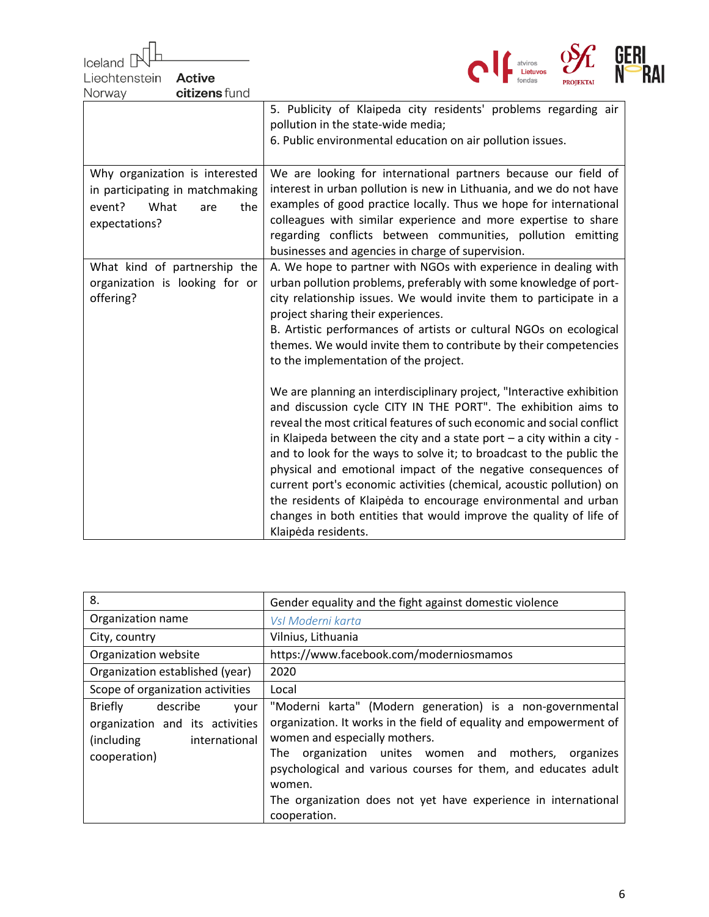| | |
|---|---|
| | 5. Publicity of Klaipeda city residents' problems regarding air pollution in the state-wide media;<br>6. Public environmental education on air pollution issues. |
| Why organization is interested in participating in matchmaking event? What are the expectations? | We are looking for international partners because our field of interest in urban pollution is new in Lithuania, and we do not have examples of good practice locally. Thus we hope for international colleagues with similar experience and more expertise to share regarding conflicts between communities, pollution emitting businesses and agencies in charge of supervision. |
| What kind of partnership the organization is looking for or offering? | A. We hope to partner with NGOs with experience in dealing with urban pollution problems, preferably with some knowledge of port-city relationship issues. We would invite them to participate in a project sharing their experiences.<br>B. Artistic performances of artists or cultural NGOs on ecological themes. We would invite them to contribute by their competencies to the implementation of the project.<br><br>We are planning an interdisciplinary project, "Interactive exhibition and discussion cycle CITY IN THE PORT". The exhibition aims to reveal the most critical features of such economic and social conflict in Klaipeda between the city and a state port – a city within a city - and to look for the ways to solve it; to broadcast to the public the physical and emotional impact of the negative consequences of current port's economic activities (chemical, acoustic pollution) on the residents of Klaipėda to encourage environmental and urban changes in both entities that would improve the quality of life of Klaipėda residents. |

| 8. | Gender equality and the fight against domestic violence |
|---|---|
| Organization name | *VsI Moderni karta* |
| City, country | Vilnius, Lithuania |
| Organization website | https://www.facebook.com/moderniosmamos |
| Organization established (year) | 2020 |
| Scope of organization activities | Local |
| Briefly describe your organization and its activities (including international cooperation) | "Moderni karta" (Modern generation) is a non-governmental organization. It works in the field of equality and empowerment of women and especially mothers.<br>The organization unites women and mothers, organizes psychological and various courses for them, and educates adult women.<br>The organization does not yet have experience in international cooperation. |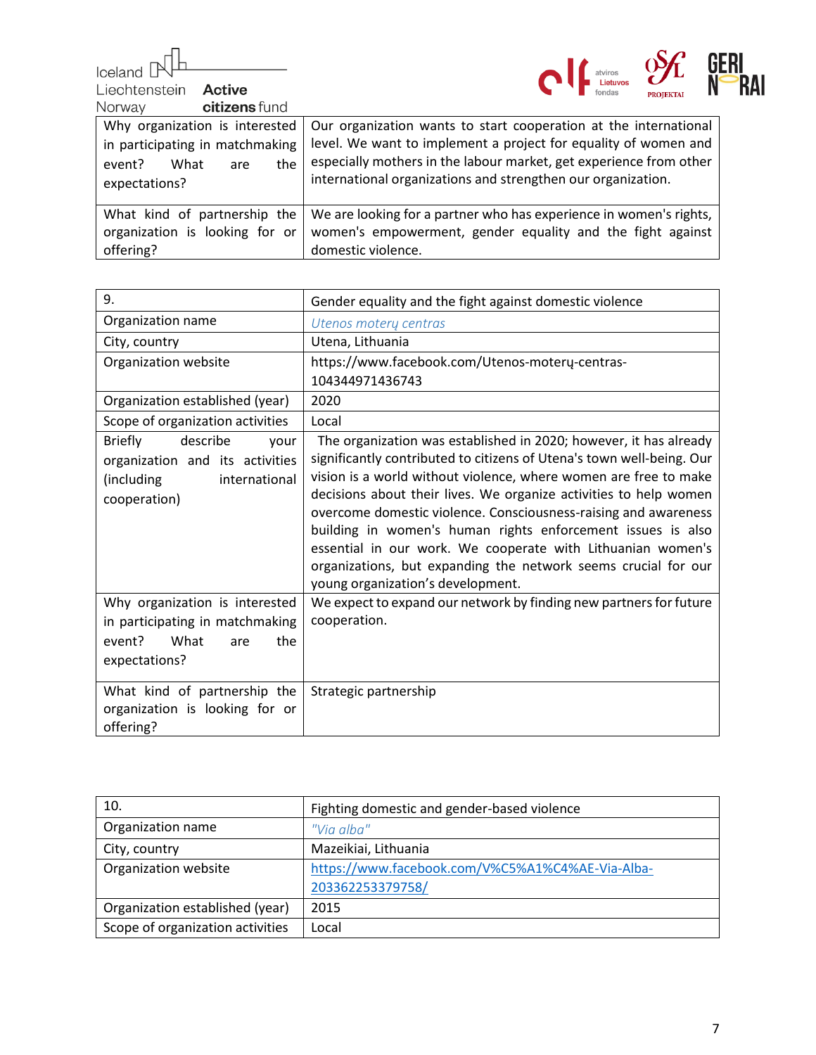| Why organization is interested in participating in matchmaking event? What are the expectations? | Our organization wants to start cooperation at the international level. We want to implement a project for equality of women and especially mothers in the labour market, get experience from other international organizations and strengthen our organization. |
|---|---|
| What kind of partnership the organization is looking for or offering? | We are looking for a partner who has experience in women's rights, women's empowerment, gender equality and the fight against domestic violence. |

| 9. | Gender equality and the fight against domestic violence |
|---|---|
| Organization name | *Utenos moterų centras* |
| City, country | Utena, Lithuania |
| Organization website | https://www.facebook.com/Utenos-moterų-centras-104344971436743 |
| Organization established (year) | 2020 |
| Scope of organization activities | Local |
| Briefly describe your organization and its activities (including international cooperation) | The organization was established in 2020; however, it has already significantly contributed to citizens of Utena's town well-being. Our vision is a world without violence, where women are free to make decisions about their lives. We organize activities to help women overcome domestic violence. Consciousness-raising and awareness building in women's human rights enforcement issues is also essential in our work. We cooperate with Lithuanian women's organizations, but expanding the network seems crucial for our young organization's development. |
| Why organization is interested in participating in matchmaking event? What are the expectations? | We expect to expand our network by finding new partners for future cooperation. |
| What kind of partnership the organization is looking for or offering? | Strategic partnership |

| 10. | Fighting domestic and gender-based violence |
|---|---|
| Organization name | *"Via alba"* |
| City, country | Mazeikiai, Lithuania |
| Organization website | https://www.facebook.com/V%C5%A1%C4%AE-Via-Alba-203362253379758/ |
| Organization established (year) | 2015 |
| Scope of organization activities | Local |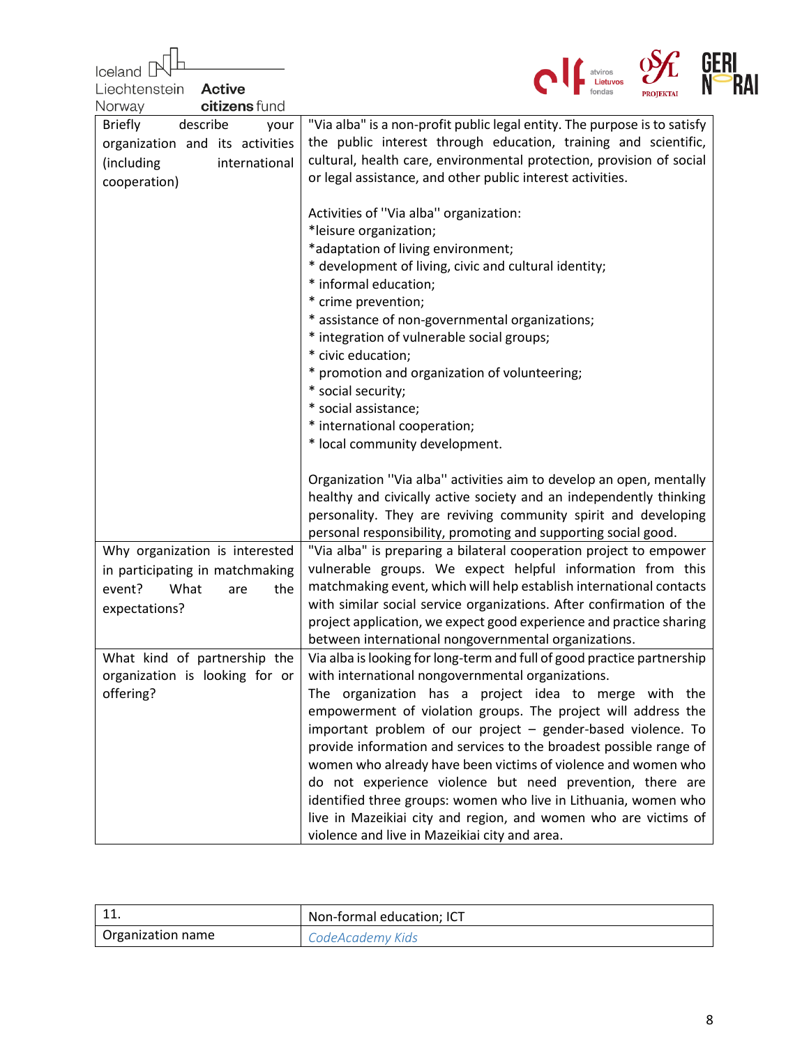| Briefly describe your organization and its activities (including international cooperation) | "Via alba" is a non-profit public legal entity. The purpose is to satisfy the public interest through education, training and scientific, cultural, health care, environmental protection, provision of social or legal assistance, and other public interest activities.<br><br>Activities of "Via alba" organization:<br>*leisure organization;<br>*adaptation of living environment;<br>* development of living, civic and cultural identity;<br>* informal education;<br>* crime prevention;<br>* assistance of non-governmental organizations;<br>* integration of vulnerable social groups;<br>* civic education;<br>* promotion and organization of volunteering;<br>* social security;<br>* social assistance;<br>* international cooperation;<br>* local community development.<br><br>Organization "Via alba" activities aim to develop an open, mentally healthy and civically active society and an independently thinking personality. They are reviving community spirit and developing personal responsibility, promoting and supporting social good. |
|---|---|
| Why organization is interested in participating in matchmaking event? What are the expectations? | "Via alba" is preparing a bilateral cooperation project to empower vulnerable groups. We expect helpful information from this matchmaking event, which will help establish international contacts with similar social service organizations. After confirmation of the project application, we expect good experience and practice sharing between international nongovernmental organizations. |
| What kind of partnership the organization is looking for or offering? | Via alba is looking for long-term and full of good practice partnership with international nongovernmental organizations.<br>The organization has a project idea to merge with the empowerment of violation groups. The project will address the important problem of our project – gender-based violence. To provide information and services to the broadest possible range of women who already have been victims of violence and women who do not experience violence but need prevention, there are identified three groups: women who live in Lithuania, women who live in Mazeikiai city and region, and women who are victims of violence and live in Mazeikiai city and area. |

| 11. | Non-formal education; ICT |
|---|---|
| Organization name | *CodeAcademy Kids* |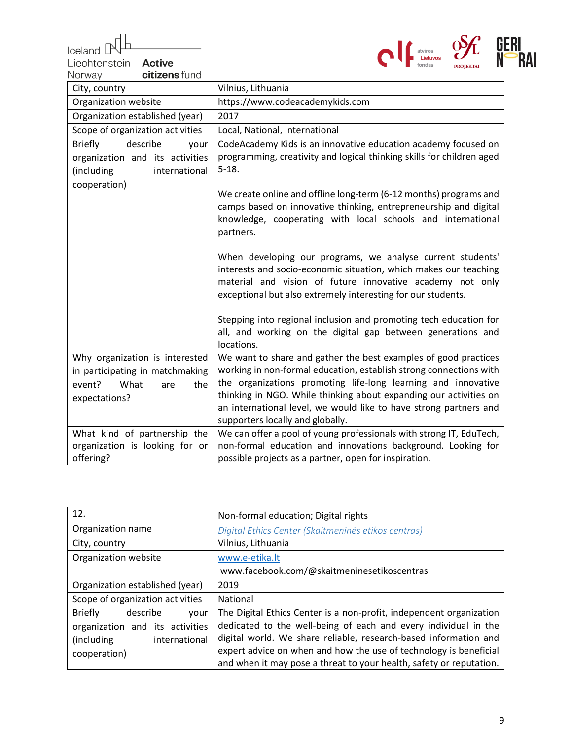| City, country | Vilnius, Lithuania |
|---|---|
| Organization website | https://www.codeacademykids.com |
| Organization established (year) | 2017 |
| Scope of organization activities | Local, National, International |
| Briefly describe your organization and its activities (including international cooperation) | CodeAcademy Kids is an innovative education academy focused on programming, creativity and logical thinking skills for children aged 5-18.<br><br>We create online and offline long-term (6-12 months) programs and camps based on innovative thinking, entrepreneurship and digital knowledge, cooperating with local schools and international partners.<br><br>When developing our programs, we analyse current students' interests and socio-economic situation, which makes our teaching material and vision of future innovative academy not only exceptional but also extremely interesting for our students.<br><br>Stepping into regional inclusion and promoting tech education for all, and working on the digital gap between generations and locations. |
| Why organization is interested in participating in matchmaking event? What are the expectations? | We want to share and gather the best examples of good practices working in non-formal education, establish strong connections with the organizations promoting life-long learning and innovative thinking in NGO. While thinking about expanding our activities on an international level, we would like to have strong partners and supporters locally and globally. |
| What kind of partnership the organization is looking for or offering? | We can offer a pool of young professionals with strong IT, EduTech, non-formal education and innovations background. Looking for possible projects as a partner, open for inspiration. |

| 12. | Non-formal education; Digital rights |
|---|---|
| Organization name | *Digital Ethics Center (Skaitmeninės etikos centras)* |
| City, country | Vilnius, Lithuania |
| Organization website | www.e-etika.lt<br>www.facebook.com/@skaitmeninesetikoscentras |
| Organization established (year) | 2019 |
| Scope of organization activities | National |
| Briefly describe your organization and its activities (including international cooperation) | The Digital Ethics Center is a non-profit, independent organization dedicated to the well-being of each and every individual in the digital world. We share reliable, research-based information and expert advice on when and how the use of technology is beneficial and when it may pose a threat to your health, safety or reputation. |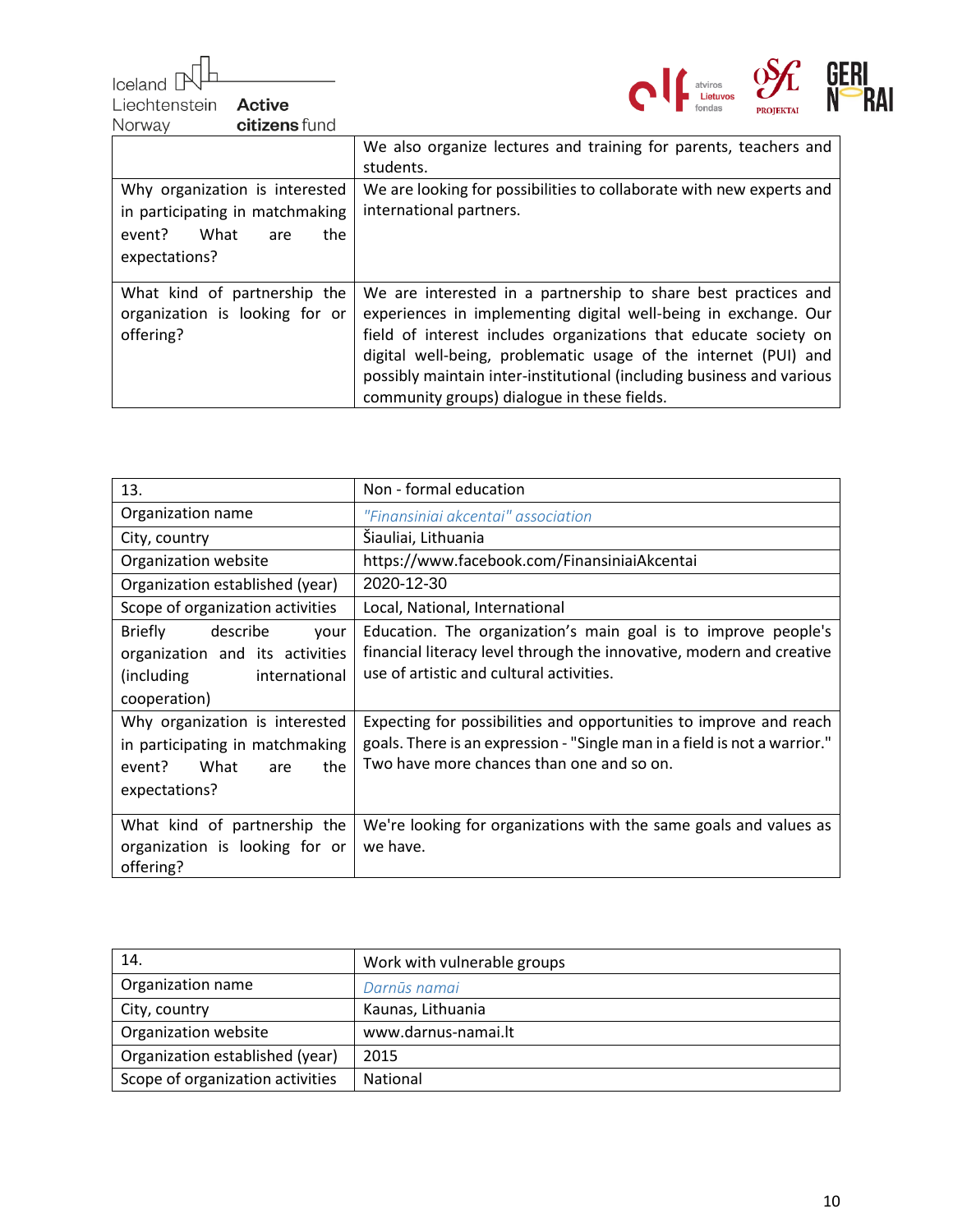| | |
|---|---|
| | We also organize lectures and training for parents, teachers and students. |
| Why organization is interested in participating in matchmaking event? What are the expectations? | We are looking for possibilities to collaborate with new experts and international partners. |
| What kind of partnership the organization is looking for or offering? | We are interested in a partnership to share best practices and experiences in implementing digital well-being in exchange. Our field of interest includes organizations that educate society on digital well-being, problematic usage of the internet (PUI) and possibly maintain inter-institutional (including business and various community groups) dialogue in these fields. |

| 13. | Non - formal education |
|---|---|
| Organization name | *"Finansiniai akcentai" association* |
| City, country | Šiauliai, Lithuania |
| Organization website | https://www.facebook.com/FinansiniaiAkcentai |
| Organization established (year) | 2020-12-30 |
| Scope of organization activities | Local, National, International |
| Briefly describe your organization and its activities (including international cooperation) | Education. The organization's main goal is to improve people's financial literacy level through the innovative, modern and creative use of artistic and cultural activities. |
| Why organization is interested in participating in matchmaking event? What are the expectations? | Expecting for possibilities and opportunities to improve and reach goals. There is an expression - "Single man in a field is not a warrior." Two have more chances than one and so on. |
| What kind of partnership the organization is looking for or offering? | We're looking for organizations with the same goals and values as we have. |

| 14. | Work with vulnerable groups |
|---|---|
| Organization name | *Darnūs namai* |
| City, country | Kaunas, Lithuania |
| Organization website | www.darnus-namai.lt |
| Organization established (year) | 2015 |
| Scope of organization activities | National |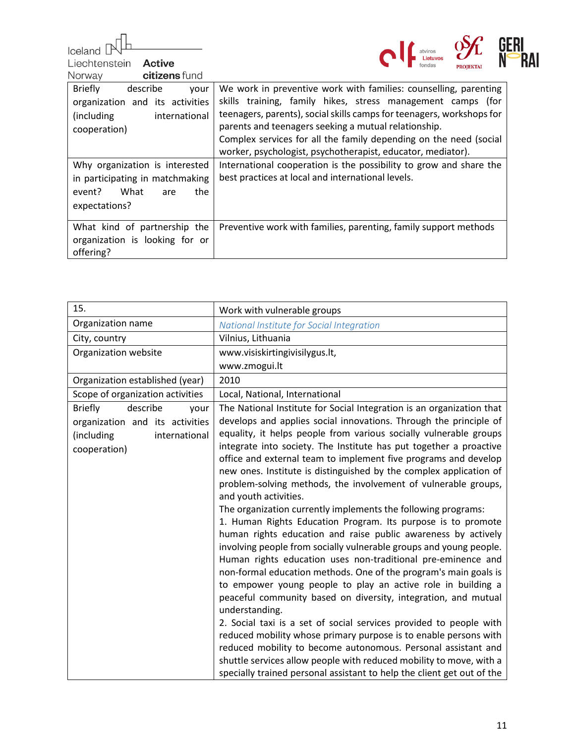| Briefly describe your organization and its activities (including international cooperation) | We work in preventive work with families: counselling, parenting skills training, family hikes, stress management camps (for teenagers, parents), social skills camps for teenagers, workshops for parents and teenagers seeking a mutual relationship.<br>Complex services for all the family depending on the need (social worker, psychologist, psychotherapist, educator, mediator). |
|---|---|
| Why organization is interested in participating in matchmaking event? What are the expectations? | International cooperation is the possibility to grow and share the best practices at local and international levels. |
| What kind of partnership the organization is looking for or offering? | Preventive work with families, parenting, family support methods |

| 15. | Work with vulnerable groups |
|---|---|
| Organization name | *National Institute for Social Integration* |
| City, country | Vilnius, Lithuania |
| Organization website | www.visiskirtingivisilygus.lt,<br>www.zmogui.lt |
| Organization established (year) | 2010 |
| Scope of organization activities | Local, National, International |
| Briefly describe your organization and its activities (including international cooperation) | The National Institute for Social Integration is an organization that develops and applies social innovations. Through the principle of equality, it helps people from various socially vulnerable groups integrate into society. The Institute has put together a proactive office and external team to implement five programs and develop new ones. Institute is distinguished by the complex application of problem-solving methods, the involvement of vulnerable groups, and youth activities.<br>The organization currently implements the following programs:<br>1. Human Rights Education Program. Its purpose is to promote human rights education and raise public awareness by actively involving people from socially vulnerable groups and young people. Human rights education uses non-traditional pre-eminence and non-formal education methods. One of the program's main goals is to empower young people to play an active role in building a peaceful community based on diversity, integration, and mutual understanding.<br>2. Social taxi is a set of social services provided to people with reduced mobility whose primary purpose is to enable persons with reduced mobility to become autonomous. Personal assistant and shuttle services allow people with reduced mobility to move, with a specially trained personal assistant to help the client get out of the |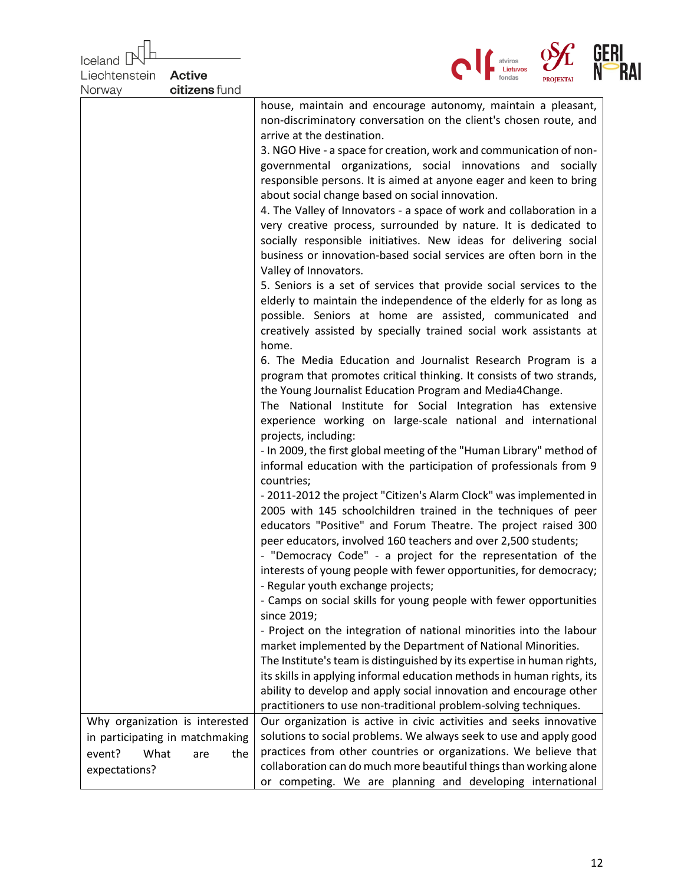|  |  |
|---|---|
|  | house, maintain and encourage autonomy, maintain a pleasant, non-discriminatory conversation on the client's chosen route, and arrive at the destination.<br>3. NGO Hive - a space for creation, work and communication of non-governmental organizations, social innovations and socially responsible persons. It is aimed at anyone eager and keen to bring about social change based on social innovation.<br>4. The Valley of Innovators - a space of work and collaboration in a very creative process, surrounded by nature. It is dedicated to socially responsible initiatives. New ideas for delivering social business or innovation-based social services are often born in the Valley of Innovators.<br>5. Seniors is a set of services that provide social services to the elderly to maintain the independence of the elderly for as long as possible. Seniors at home are assisted, communicated and creatively assisted by specially trained social work assistants at home.<br>6. The Media Education and Journalist Research Program is a program that promotes critical thinking. It consists of two strands, the Young Journalist Education Program and Media4Change.<br>The National Institute for Social Integration has extensive experience working on large-scale national and international projects, including:<br>- In 2009, the first global meeting of the "Human Library" method of informal education with the participation of professionals from 9 countries;<br>- 2011-2012 the project "Citizen's Alarm Clock" was implemented in 2005 with 145 schoolchildren trained in the techniques of peer educators "Positive" and Forum Theatre. The project raised 300 peer educators, involved 160 teachers and over 2,500 students;<br>- "Democracy Code" - a project for the representation of the interests of young people with fewer opportunities, for democracy;<br>- Regular youth exchange projects;<br>- Camps on social skills for young people with fewer opportunities since 2019;<br>- Project on the integration of national minorities into the labour market implemented by the Department of National Minorities.<br>The Institute's team is distinguished by its expertise in human rights, its skills in applying informal education methods in human rights, its ability to develop and apply social innovation and encourage other practitioners to use non-traditional problem-solving techniques. |
| Why organization is interested in participating in matchmaking event? What are the expectations? | Our organization is active in civic activities and seeks innovative solutions to social problems. We always seek to use and apply good practices from other countries or organizations. We believe that collaboration can do much more beautiful things than working alone or competing. We are planning and developing international |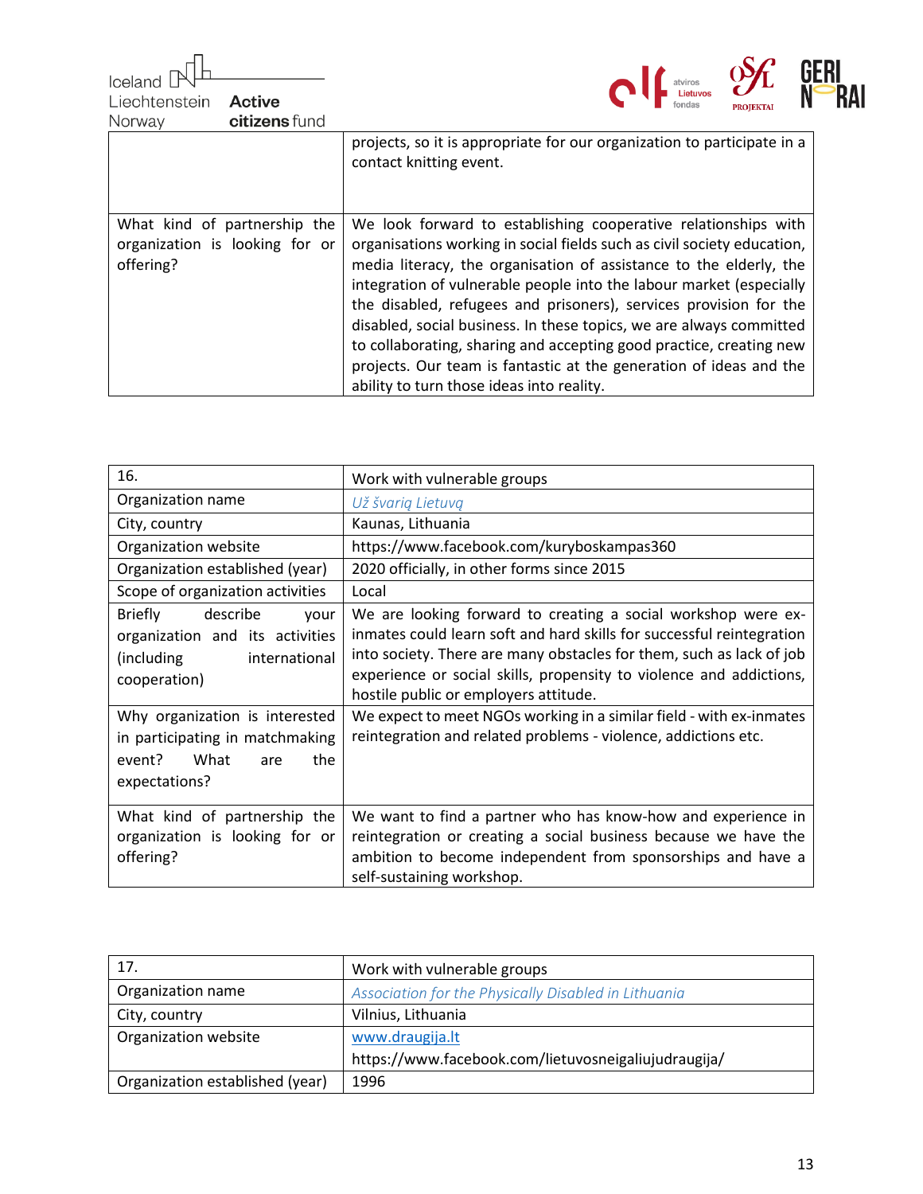| | |
|---|---|
| | projects, so it is appropriate for our organization to participate in a contact knitting event. |
| What kind of partnership the organization is looking for or offering? | We look forward to establishing cooperative relationships with organisations working in social fields such as civil society education, media literacy, the organisation of assistance to the elderly, the integration of vulnerable people into the labour market (especially the disabled, refugees and prisoners), services provision for the disabled, social business. In these topics, we are always committed to collaborating, sharing and accepting good practice, creating new projects. Our team is fantastic at the generation of ideas and the ability to turn those ideas into reality. |

| 16. | Work with vulnerable groups |
|---|---|
| Organization name | *Už švarią Lietuvą* |
| City, country | Kaunas, Lithuania |
| Organization website | https://www.facebook.com/kuryboskampas360 |
| Organization established (year) | 2020 officially, in other forms since 2015 |
| Scope of organization activities | Local |
| Briefly describe your organization and its activities (including international cooperation) | We are looking forward to creating a social workshop were ex-inmates could learn soft and hard skills for successful reintegration into society. There are many obstacles for them, such as lack of job experience or social skills, propensity to violence and addictions, hostile public or employers attitude. |
| Why organization is interested in participating in matchmaking event? What are the expectations? | We expect to meet NGOs working in a similar field - with ex-inmates reintegration and related problems - violence, addictions etc. |
| What kind of partnership the organization is looking for or offering? | We want to find a partner who has know-how and experience in reintegration or creating a social business because we have the ambition to become independent from sponsorships and have a self-sustaining workshop. |

| 17. | Work with vulnerable groups |
|---|---|
| Organization name | *Association for the Physically Disabled in Lithuania* |
| City, country | Vilnius, Lithuania |
| Organization website | www.draugija.lt<br>https://www.facebook.com/lietuvosneigaliujudraugija/ |
| Organization established (year) | 1996 |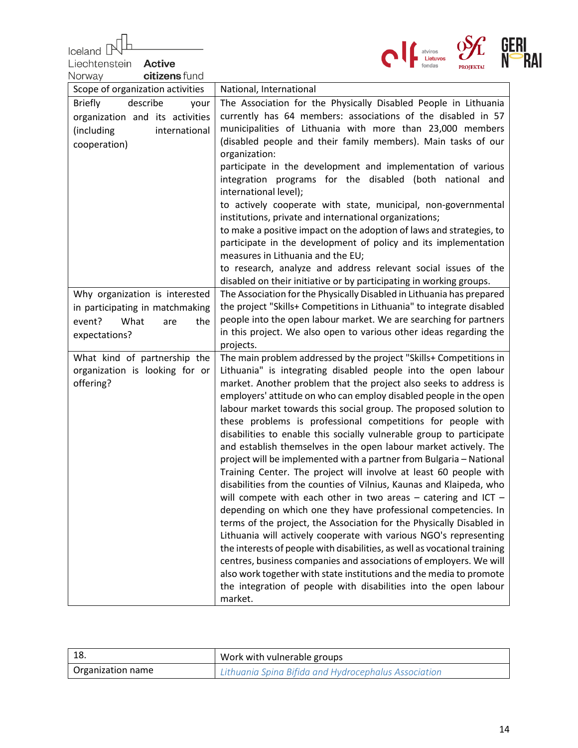| Scope of organization activities | National, International |
|---|---|
| Briefly describe your organization and its activities (including international cooperation) | The Association for the Physically Disabled People in Lithuania currently has 64 members: associations of the disabled in 57 municipalities of Lithuania with more than 23,000 members (disabled people and their family members). Main tasks of our organization:<br>participate in the development and implementation of various integration programs for the disabled (both national and international level);<br>to actively cooperate with state, municipal, non-governmental institutions, private and international organizations;<br>to make a positive impact on the adoption of laws and strategies, to participate in the development of policy and its implementation measures in Lithuania and the EU;<br>to research, analyze and address relevant social issues of the disabled on their initiative or by participating in working groups. |
| Why organization is interested in participating in matchmaking event? What are the expectations? | The Association for the Physically Disabled in Lithuania has prepared the project "Skills+ Competitions in Lithuania" to integrate disabled people into the open labour market. We are searching for partners in this project. We also open to various other ideas regarding the projects. |
| What kind of partnership the organization is looking for or offering? | The main problem addressed by the project "Skills+ Competitions in Lithuania" is integrating disabled people into the open labour market. Another problem that the project also seeks to address is employers' attitude on who can employ disabled people in the open labour market towards this social group. The proposed solution to these problems is professional competitions for people with disabilities to enable this socially vulnerable group to participate and establish themselves in the open labour market actively. The project will be implemented with a partner from Bulgaria – National Training Center. The project will involve at least 60 people with disabilities from the counties of Vilnius, Kaunas and Klaipeda, who will compete with each other in two areas – catering and ICT – depending on which one they have professional competencies. In terms of the project, the Association for the Physically Disabled in Lithuania will actively cooperate with various NGO's representing the interests of people with disabilities, as well as vocational training centres, business companies and associations of employers. We will also work together with state institutions and the media to promote the integration of people with disabilities into the open labour market. |

| 18. | Work with vulnerable groups |
|---|---|
| Organization name | *Lithuania Spina Bifida and Hydrocephalus Association* |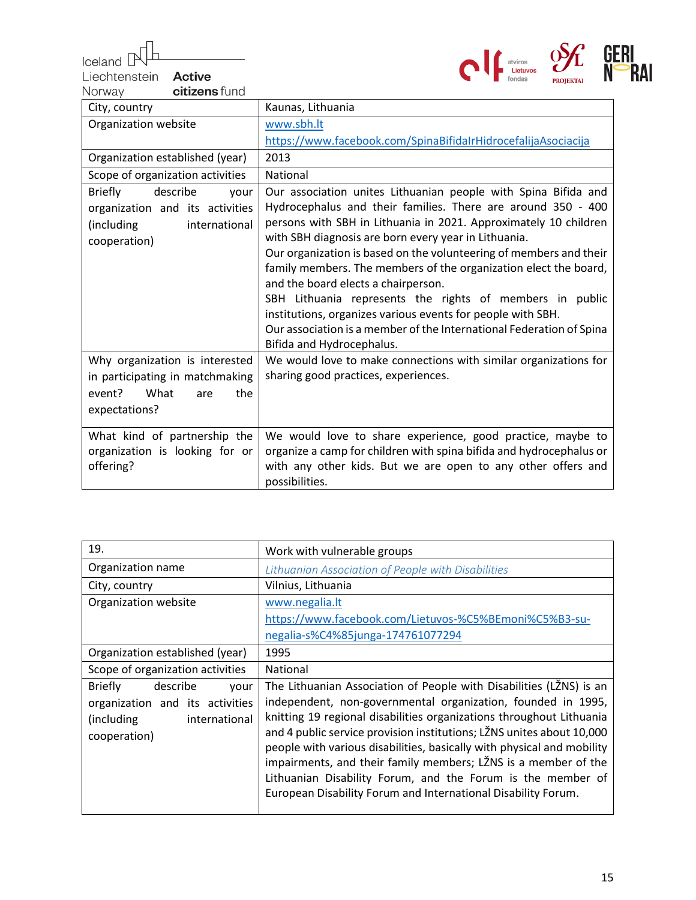| City, country | Kaunas, Lithuania |
|---|---|
| Organization website | www.sbh.lt<br>https://www.facebook.com/SpinaBifidaIrHidrocefalijaAsociacija |
| Organization established (year) | 2013 |
| Scope of organization activities | National |
| Briefly describe your organization and its activities (including international cooperation) | Our association unites Lithuanian people with Spina Bifida and Hydrocephalus and their families. There are around 350 - 400 persons with SBH in Lithuania in 2021. Approximately 10 children with SBH diagnosis are born every year in Lithuania.<br>Our organization is based on the volunteering of members and their family members. The members of the organization elect the board, and the board elects a chairperson.<br>SBH Lithuania represents the rights of members in public institutions, organizes various events for people with SBH.<br>Our association is a member of the International Federation of Spina Bifida and Hydrocephalus. |
| Why organization is interested in participating in matchmaking event? What are the expectations? | We would love to make connections with similar organizations for sharing good practices, experiences. |
| What kind of partnership the organization is looking for or offering? | We would love to share experience, good practice, maybe to organize a camp for children with spina bifida and hydrocephalus or with any other kids. But we are open to any other offers and possibilities. |

| 19. | Work with vulnerable groups |
|---|---|
| Organization name | *Lithuanian Association of People with Disabilities* |
| City, country | Vilnius, Lithuania |
| Organization website | www.negalia.lt<br>https://www.facebook.com/Lietuvos-%C5%BEmoni%C5%B3-su-negalia-s%C4%85junga-174761077294 |
| Organization established (year) | 1995 |
| Scope of organization activities | National |
| Briefly describe your organization and its activities (including international cooperation) | The Lithuanian Association of People with Disabilities (LŽNS) is an independent, non-governmental organization, founded in 1995, knitting 19 regional disabilities organizations throughout Lithuania and 4 public service provision institutions; LŽNS unites about 10,000 people with various disabilities, basically with physical and mobility impairments, and their family members; LŽNS is a member of the Lithuanian Disability Forum, and the Forum is the member of European Disability Forum and International Disability Forum. |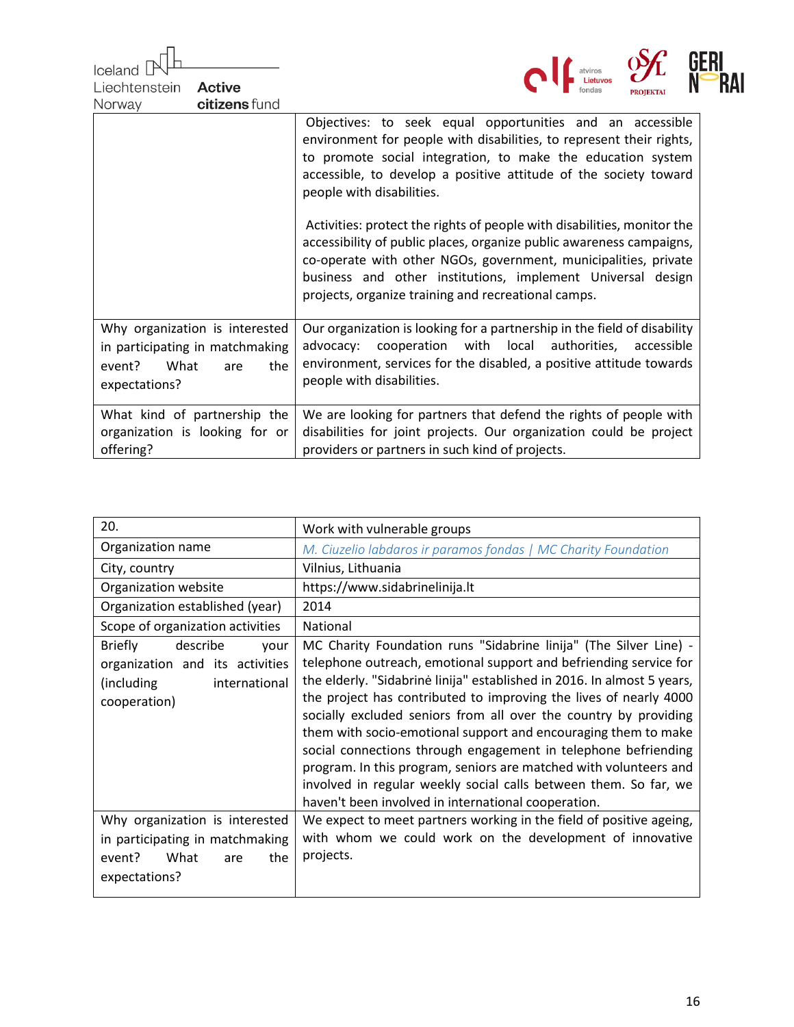| | |
|---|---|
| | Objectives: to seek equal opportunities and an accessible environment for people with disabilities, to represent their rights, to promote social integration, to make the education system accessible, to develop a positive attitude of the society toward people with disabilities.<br><br>Activities: protect the rights of people with disabilities, monitor the accessibility of public places, organize public awareness campaigns, co-operate with other NGOs, government, municipalities, private business and other institutions, implement Universal design projects, organize training and recreational camps. |
| Why organization is interested in participating in matchmaking event? What are the expectations? | Our organization is looking for a partnership in the field of disability advocacy: cooperation with local authorities, accessible environment, services for the disabled, a positive attitude towards people with disabilities. |
| What kind of partnership the organization is looking for or offering? | We are looking for partners that defend the rights of people with disabilities for joint projects. Our organization could be project providers or partners in such kind of projects. |

| 20. | Work with vulnerable groups |
|---|---|
| Organization name | *M. Ciuzelio labdaros ir paramos fondas \| MC Charity Foundation* |
| City, country | Vilnius, Lithuania |
| Organization website | https://www.sidabrinelinija.lt |
| Organization established (year) | 2014 |
| Scope of organization activities | National |
| Briefly describe your organization and its activities (including international cooperation) | MC Charity Foundation runs "Sidabrine linija" (The Silver Line) - telephone outreach, emotional support and befriending service for the elderly. "Sidabrinė linija" established in 2016. In almost 5 years, the project has contributed to improving the lives of nearly 4000 socially excluded seniors from all over the country by providing them with socio-emotional support and encouraging them to make social connections through engagement in telephone befriending program. In this program, seniors are matched with volunteers and involved in regular weekly social calls between them. So far, we haven't been involved in international cooperation. |
| Why organization is interested in participating in matchmaking event? What are the expectations? | We expect to meet partners working in the field of positive ageing, with whom we could work on the development of innovative projects. |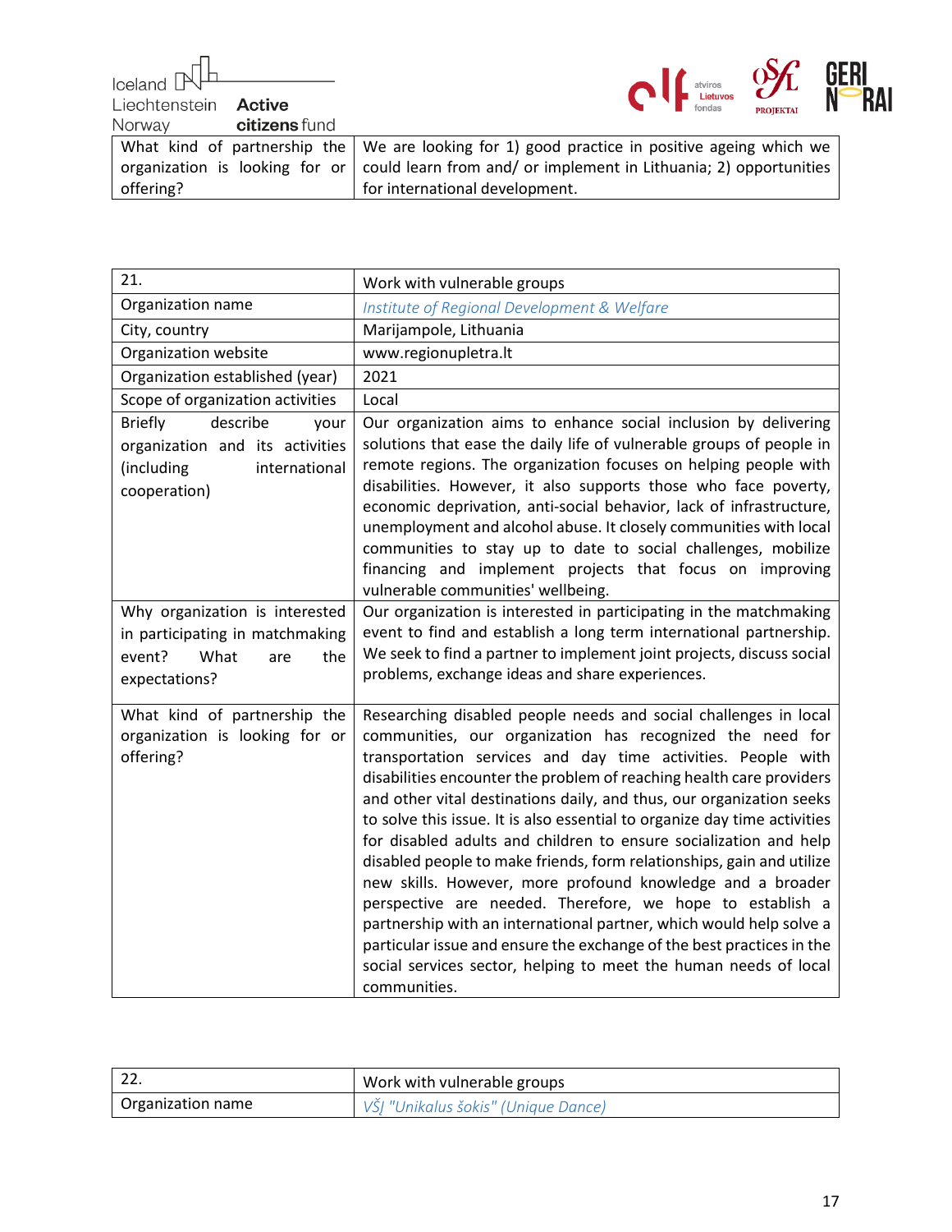| What kind of partnership the organization is looking for or offering? | We are looking for 1) good practice in positive ageing which we could learn from and/ or implement in Lithuania; 2) opportunities for international development. |
|---|---|

| 21. | Work with vulnerable groups |
|---|---|
| Organization name | *Institute of Regional Development & Welfare* |
| City, country | Marijampole, Lithuania |
| Organization website | www.regionupletra.lt |
| Organization established (year) | 2021 |
| Scope of organization activities | Local |
| Briefly describe your organization and its activities (including international cooperation) | Our organization aims to enhance social inclusion by delivering solutions that ease the daily life of vulnerable groups of people in remote regions. The organization focuses on helping people with disabilities. However, it also supports those who face poverty, economic deprivation, anti-social behavior, lack of infrastructure, unemployment and alcohol abuse. It closely communities with local communities to stay up to date to social challenges, mobilize financing and implement projects that focus on improving vulnerable communities' wellbeing. |
| Why organization is interested in participating in matchmaking event? What are the expectations? | Our organization is interested in participating in the matchmaking event to find and establish a long term international partnership. We seek to find a partner to implement joint projects, discuss social problems, exchange ideas and share experiences. |
| What kind of partnership the organization is looking for or offering? | Researching disabled people needs and social challenges in local communities, our organization has recognized the need for transportation services and day time activities. People with disabilities encounter the problem of reaching health care providers and other vital destinations daily, and thus, our organization seeks to solve this issue. It is also essential to organize day time activities for disabled adults and children to ensure socialization and help disabled people to make friends, form relationships, gain and utilize new skills. However, more profound knowledge and a broader perspective are needed. Therefore, we hope to establish a partnership with an international partner, which would help solve a particular issue and ensure the exchange of the best practices in the social services sector, helping to meet the human needs of local communities. |

| 22. | Work with vulnerable groups |
|---|---|
| Organization name | *VšĮ "Unikalus šokis" (Unique Dance)* |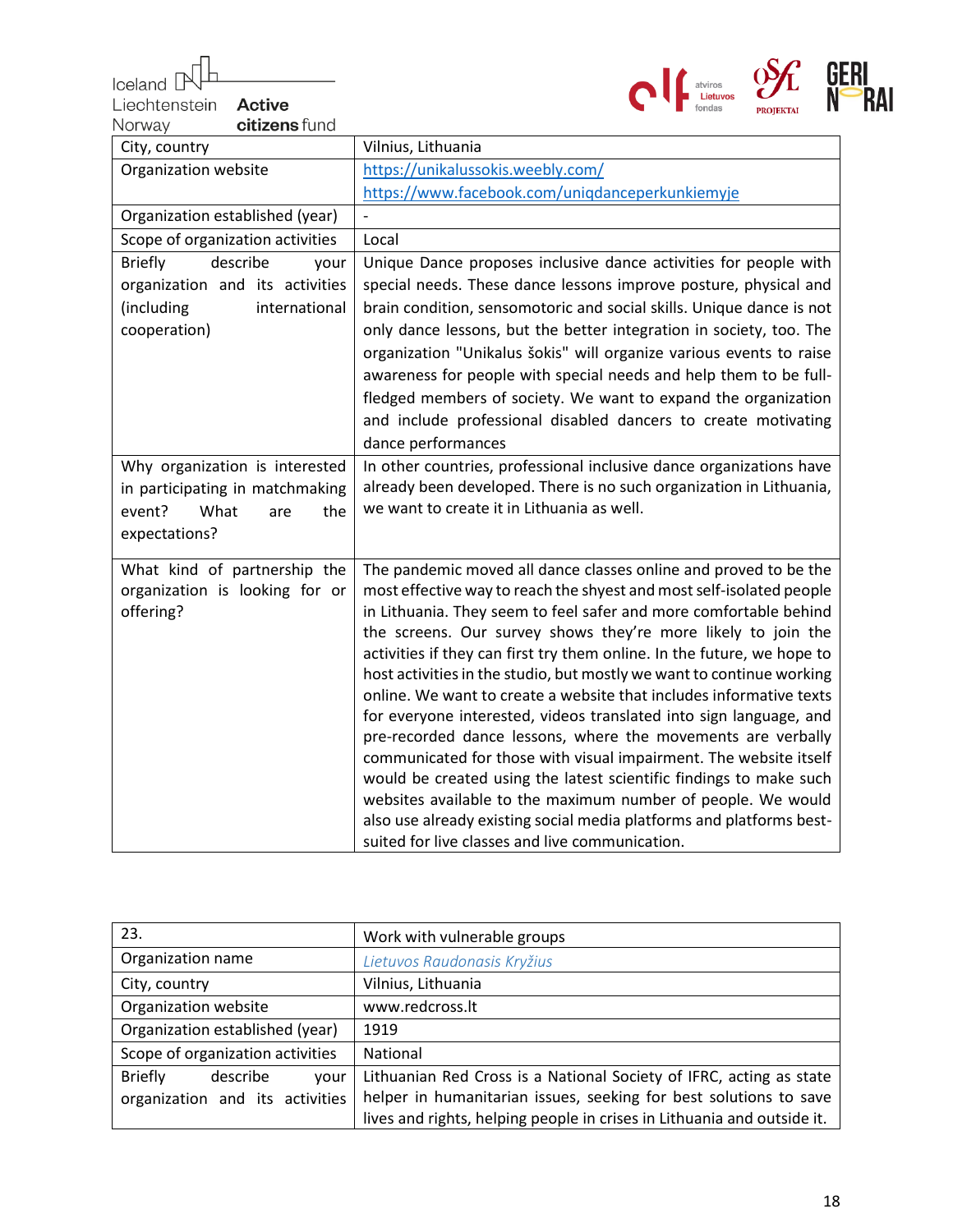| City, country | Vilnius, Lithuania |
| --- | --- |
| Organization website | https://unikalussokis.weebly.com/ https://www.facebook.com/uniqdanceperkunkiemyje |
| Organization established (year) | - |
| Scope of organization activities | Local |
| Briefly describe your organization and its activities (including international cooperation) | Unique Dance proposes inclusive dance activities for people with special needs. These dance lessons improve posture, physical and brain condition, sensomotoric and social skills. Unique dance is not only dance lessons, but the better integration in society, too. The organization "Unikalus šokis" will organize various events to raise awareness for people with special needs and help them to be full-fledged members of society. We want to expand the organization and include professional disabled dancers to create motivating dance performances |
| Why organization is interested in participating in matchmaking event? What are the expectations? | In other countries, professional inclusive dance organizations have already been developed. There is no such organization in Lithuania, we want to create it in Lithuania as well. |
| What kind of partnership the organization is looking for or offering? | The pandemic moved all dance classes online and proved to be the most effective way to reach the shyest and most self-isolated people in Lithuania. They seem to feel safer and more comfortable behind the screens. Our survey shows they're more likely to join the activities if they can first try them online. In the future, we hope to host activities in the studio, but mostly we want to continue working online. We want to create a website that includes informative texts for everyone interested, videos translated into sign language, and pre-recorded dance lessons, where the movements are verbally communicated for those with visual impairment. The website itself would be created using the latest scientific findings to make such websites available to the maximum number of people. We would also use already existing social media platforms and platforms best-suited for live classes and live communication. |

| 23. | Work with vulnerable groups |
| --- | --- |
| Organization name | *Lietuvos Raudonasis Kryžius* |
| City, country | Vilnius, Lithuania |
| Organization website | www.redcross.lt |
| Organization established (year) | 1919 |
| Scope of organization activities | National |
| Briefly describe your organization and its activities | Lithuanian Red Cross is a National Society of IFRC, acting as state helper in humanitarian issues, seeking for best solutions to save lives and rights, helping people in crises in Lithuania and outside it. |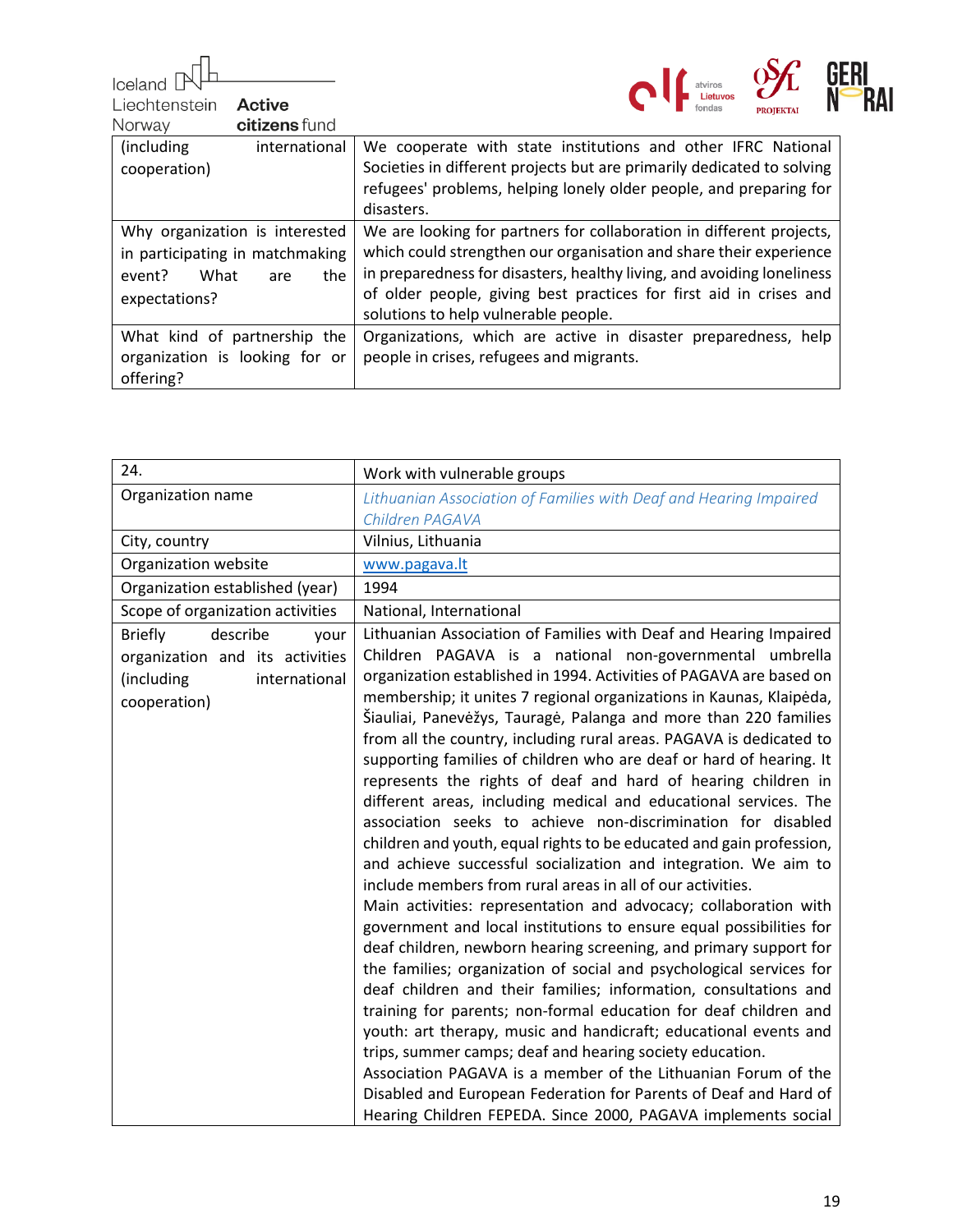| (including international cooperation) | We cooperate with state institutions and other IFRC National Societies in different projects but are primarily dedicated to solving refugees' problems, helping lonely older people, and preparing for disasters. |
|---|---|
| Why organization is interested in participating in matchmaking event? What are the expectations? | We are looking for partners for collaboration in different projects, which could strengthen our organisation and share their experience in preparedness for disasters, healthy living, and avoiding loneliness of older people, giving best practices for first aid in crises and solutions to help vulnerable people. |
| What kind of partnership the organization is looking for or offering? | Organizations, which are active in disaster preparedness, help people in crises, refugees and migrants. |

| 24. | Work with vulnerable groups |
|---|---|
| Organization name | *Lithuanian Association of Families with Deaf and Hearing Impaired Children PAGAVA* |
| City, country | Vilnius, Lithuania |
| Organization website | www.pagava.lt |
| Organization established (year) | 1994 |
| Scope of organization activities | National, International |
| Briefly describe your organization and its activities (including international cooperation) | Lithuanian Association of Families with Deaf and Hearing Impaired Children PAGAVA is a national non-governmental umbrella organization established in 1994. Activities of PAGAVA are based on membership; it unites 7 regional organizations in Kaunas, Klaipėda, Šiauliai, Panevėžys, Tauragė, Palanga and more than 220 families from all the country, including rural areas. PAGAVA is dedicated to supporting families of children who are deaf or hard of hearing. It represents the rights of deaf and hard of hearing children in different areas, including medical and educational services. The association seeks to achieve non-discrimination for disabled children and youth, equal rights to be educated and gain profession, and achieve successful socialization and integration. We aim to include members from rural areas in all of our activities.<br>Main activities: representation and advocacy; collaboration with government and local institutions to ensure equal possibilities for deaf children, newborn hearing screening, and primary support for the families; organization of social and psychological services for deaf children and their families; information, consultations and training for parents; non-formal education for deaf children and youth: art therapy, music and handicraft; educational events and trips, summer camps; deaf and hearing society education.<br>Association PAGAVA is a member of the Lithuanian Forum of the Disabled and European Federation for Parents of Deaf and Hard of Hearing Children FEPEDA. Since 2000, PAGAVA implements social |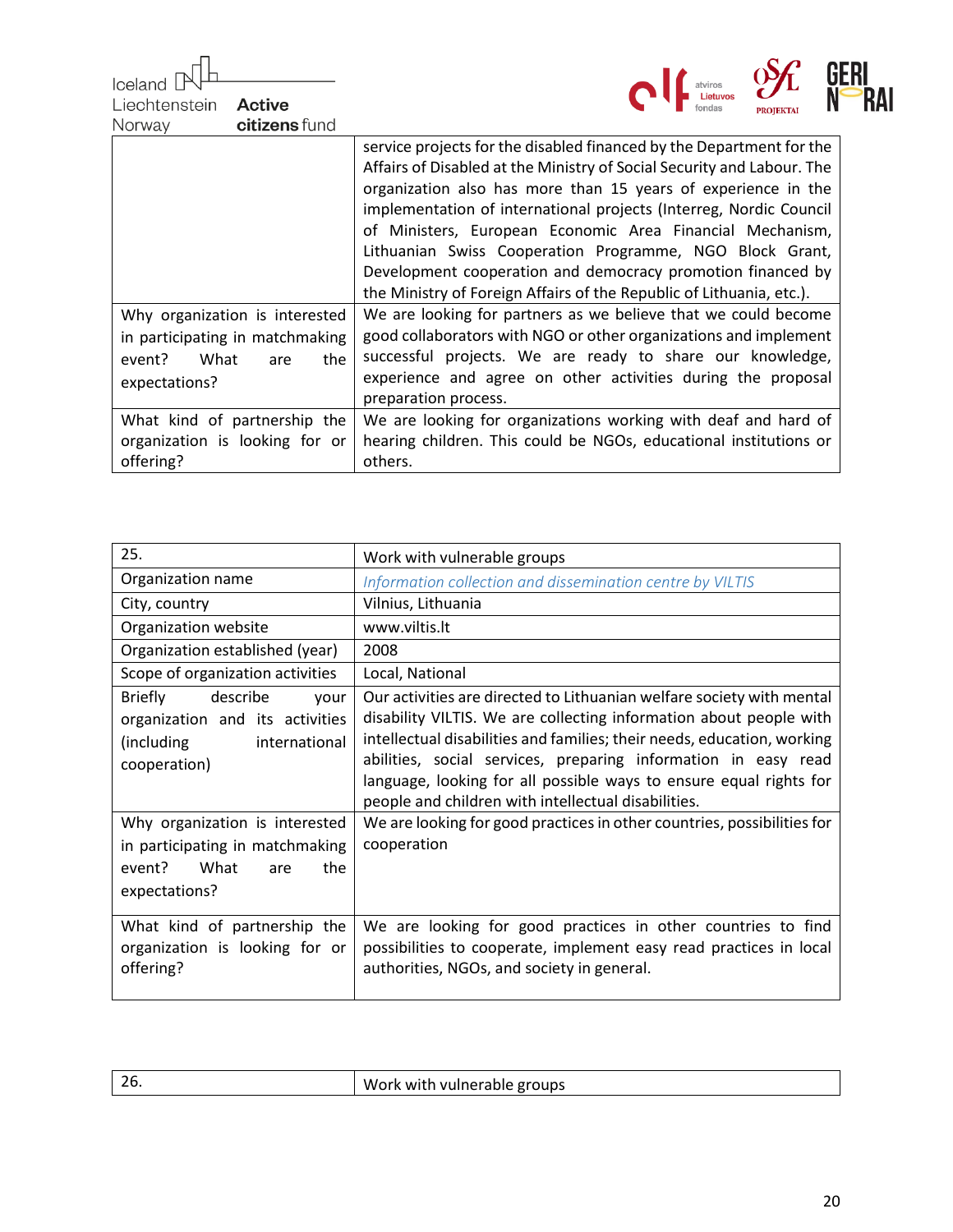| | |
|---|---|
| | service projects for the disabled financed by the Department for the Affairs of Disabled at the Ministry of Social Security and Labour. The organization also has more than 15 years of experience in the implementation of international projects (Interreg, Nordic Council of Ministers, European Economic Area Financial Mechanism, Lithuanian Swiss Cooperation Programme, NGO Block Grant, Development cooperation and democracy promotion financed by the Ministry of Foreign Affairs of the Republic of Lithuania, etc.). |
| Why organization is interested in participating in matchmaking event? What are the expectations? | We are looking for partners as we believe that we could become good collaborators with NGO or other organizations and implement successful projects. We are ready to share our knowledge, experience and agree on other activities during the proposal preparation process. |
| What kind of partnership the organization is looking for or offering? | We are looking for organizations working with deaf and hard of hearing children. This could be NGOs, educational institutions or others. |

| 25. | Work with vulnerable groups |
|---|---|
| Organization name | *Information collection and dissemination centre by VILTIS* |
| City, country | Vilnius, Lithuania |
| Organization website | www.viltis.lt |
| Organization established (year) | 2008 |
| Scope of organization activities | Local, National |
| Briefly describe your organization and its activities (including international cooperation) | Our activities are directed to Lithuanian welfare society with mental disability VILTIS. We are collecting information about people with intellectual disabilities and families; their needs, education, working abilities, social services, preparing information in easy read language, looking for all possible ways to ensure equal rights for people and children with intellectual disabilities. |
| Why organization is interested in participating in matchmaking event? What are the expectations? | We are looking for good practices in other countries, possibilities for cooperation |
| What kind of partnership the organization is looking for or offering? | We are looking for good practices in other countries to find possibilities to cooperate, implement easy read practices in local authorities, NGOs, and society in general. |

| 26. | Work with vulnerable groups |
|---|---|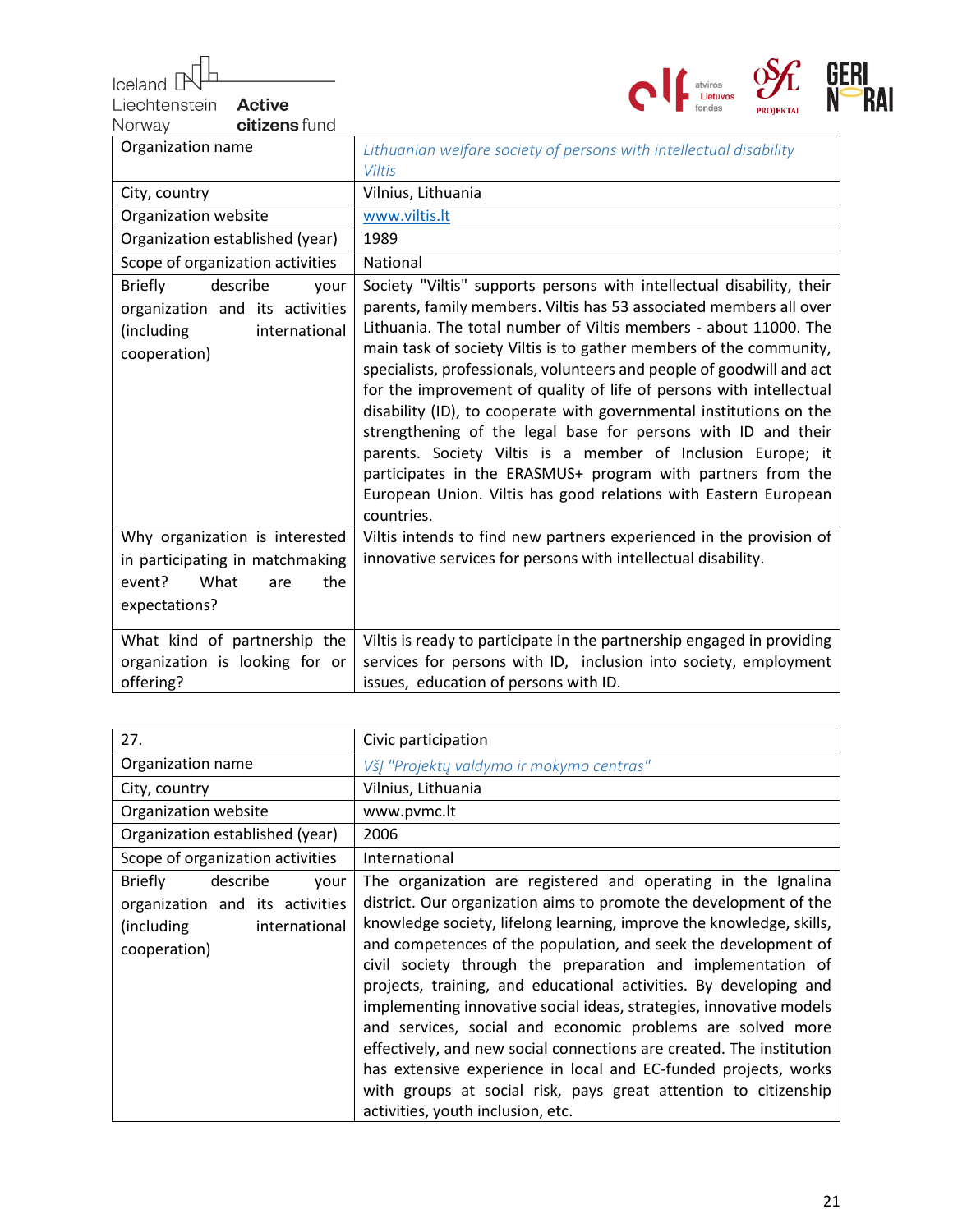| Organization name | *Lithuanian welfare society of persons with intellectual disability Viltis* |
|---|---|
| City, country | Vilnius, Lithuania |
| Organization website | www.viltis.lt |
| Organization established (year) | 1989 |
| Scope of organization activities | National |
| Briefly describe your organization and its activities (including international cooperation) | Society "Viltis" supports persons with intellectual disability, their parents, family members. Viltis has 53 associated members all over Lithuania. The total number of Viltis members - about 11000. The main task of society Viltis is to gather members of the community, specialists, professionals, volunteers and people of goodwill and act for the improvement of quality of life of persons with intellectual disability (ID), to cooperate with governmental institutions on the strengthening of the legal base for persons with ID and their parents. Society Viltis is a member of Inclusion Europe; it participates in the ERASMUS+ program with partners from the European Union. Viltis has good relations with Eastern European countries. |
| Why organization is interested in participating in matchmaking event? What are the expectations? | Viltis intends to find new partners experienced in the provision of innovative services for persons with intellectual disability. |
| What kind of partnership the organization is looking for or offering? | Viltis is ready to participate in the partnership engaged in providing services for persons with ID, inclusion into society, employment issues, education of persons with ID. |

| 27. | Civic participation |
|---|---|
| Organization name | *VšĮ "Projektų valdymo ir mokymo centras"* |
| City, country | Vilnius, Lithuania |
| Organization website | www.pvmc.lt |
| Organization established (year) | 2006 |
| Scope of organization activities | International |
| Briefly describe your organization and its activities (including international cooperation) | The organization are registered and operating in the Ignalina district. Our organization aims to promote the development of the knowledge society, lifelong learning, improve the knowledge, skills, and competences of the population, and seek the development of civil society through the preparation and implementation of projects, training, and educational activities. By developing and implementing innovative social ideas, strategies, innovative models and services, social and economic problems are solved more effectively, and new social connections are created. The institution has extensive experience in local and EC-funded projects, works with groups at social risk, pays great attention to citizenship activities, youth inclusion, etc. |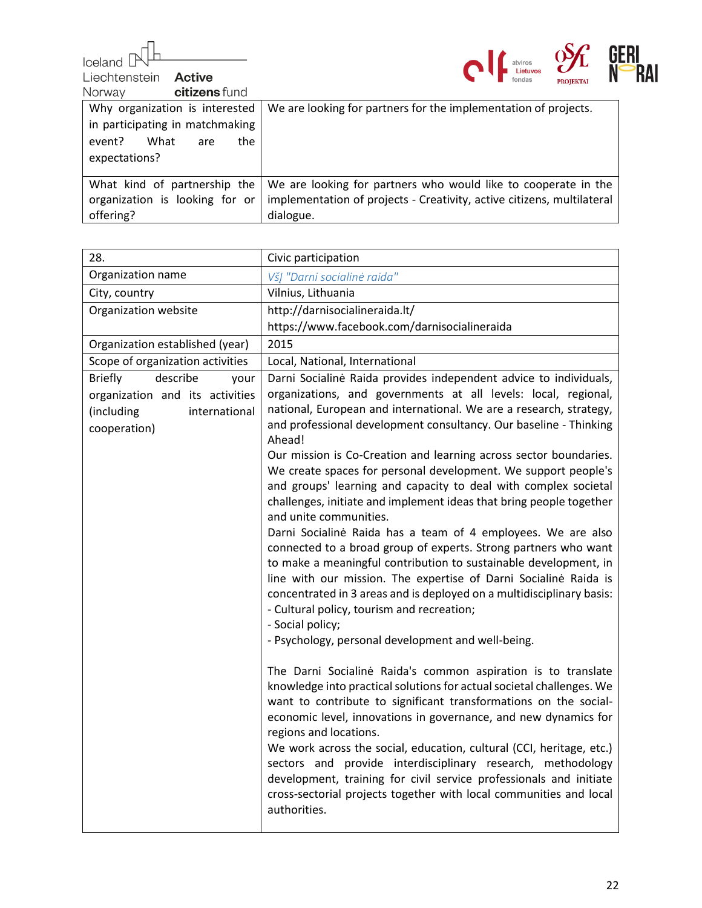| Why organization is interested in participating in matchmaking event? What are the expectations? | We are looking for partners for the implementation of projects. |
| --- | --- |
| What kind of partnership the organization is looking for or offering? | We are looking for partners who would like to cooperate in the implementation of projects - Creativity, active citizens, multilateral dialogue. |

| 28. | Civic participation |
| --- | --- |
| Organization name | *VšĮ "Darni socialinė raida"* |
| City, country | Vilnius, Lithuania |
| Organization website | http://darnisocialineraida.lt/<br>https://www.facebook.com/darnisocialineraida |
| Organization established (year) | 2015 |
| Scope of organization activities | Local, National, International |
| Briefly describe your organization and its activities (including international cooperation) | Darni Socialinė Raida provides independent advice to individuals, organizations, and governments at all levels: local, regional, national, European and international. We are a research, strategy, and professional development consultancy. Our baseline - Thinking Ahead!<br>Our mission is Co-Creation and learning across sector boundaries. We create spaces for personal development. We support people's and groups' learning and capacity to deal with complex societal challenges, initiate and implement ideas that bring people together and unite communities.<br>Darni Socialinė Raida has a team of 4 employees. We are also connected to a broad group of experts. Strong partners who want to make a meaningful contribution to sustainable development, in line with our mission. The expertise of Darni Socialinė Raida is concentrated in 3 areas and is deployed on a multidisciplinary basis:<br>- Cultural policy, tourism and recreation;<br>- Social policy;<br>- Psychology, personal development and well-being.<br><br>The Darni Socialinė Raida's common aspiration is to translate knowledge into practical solutions for actual societal challenges. We want to contribute to significant transformations on the social-economic level, innovations in governance, and new dynamics for regions and locations.<br>We work across the social, education, cultural (CCI, heritage, etc.) sectors and provide interdisciplinary research, methodology development, training for civil service professionals and initiate cross-sectorial projects together with local communities and local authorities. |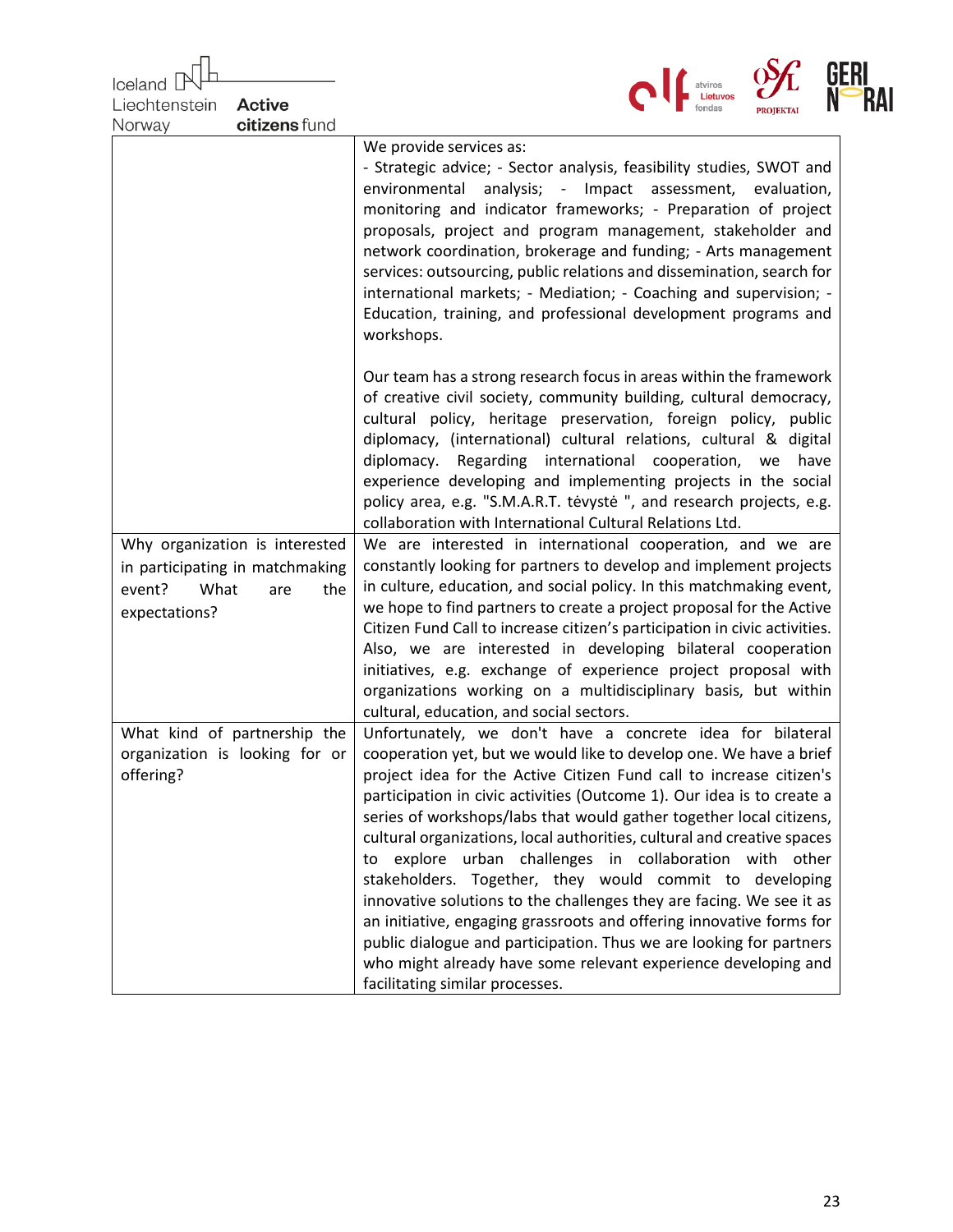| | |
|---|---|
| | We provide services as:<br>- Strategic advice; - Sector analysis, feasibility studies, SWOT and environmental analysis; - Impact assessment, evaluation, monitoring and indicator frameworks; - Preparation of project proposals, project and program management, stakeholder and network coordination, brokerage and funding; - Arts management services: outsourcing, public relations and dissemination, search for international markets; - Mediation; - Coaching and supervision; - Education, training, and professional development programs and workshops.<br><br>Our team has a strong research focus in areas within the framework of creative civil society, community building, cultural democracy, cultural policy, heritage preservation, foreign policy, public diplomacy, (international) cultural relations, cultural & digital diplomacy. Regarding international cooperation, we have experience developing and implementing projects in the social policy area, e.g. "S.M.A.R.T. tėvystė ", and research projects, e.g. collaboration with International Cultural Relations Ltd. |
| Why organization is interested in participating in matchmaking event? What are the expectations? | We are interested in international cooperation, and we are constantly looking for partners to develop and implement projects in culture, education, and social policy. In this matchmaking event, we hope to find partners to create a project proposal for the Active Citizen Fund Call to increase citizen's participation in civic activities. Also, we are interested in developing bilateral cooperation initiatives, e.g. exchange of experience project proposal with organizations working on a multidisciplinary basis, but within cultural, education, and social sectors. |
| What kind of partnership the organization is looking for or offering? | Unfortunately, we don't have a concrete idea for bilateral cooperation yet, but we would like to develop one. We have a brief project idea for the Active Citizen Fund call to increase citizen's participation in civic activities (Outcome 1). Our idea is to create a series of workshops/labs that would gather together local citizens, cultural organizations, local authorities, cultural and creative spaces to explore urban challenges in collaboration with other stakeholders. Together, they would commit to developing innovative solutions to the challenges they are facing. We see it as an initiative, engaging grassroots and offering innovative forms for public dialogue and participation. Thus we are looking for partners who might already have some relevant experience developing and facilitating similar processes. |